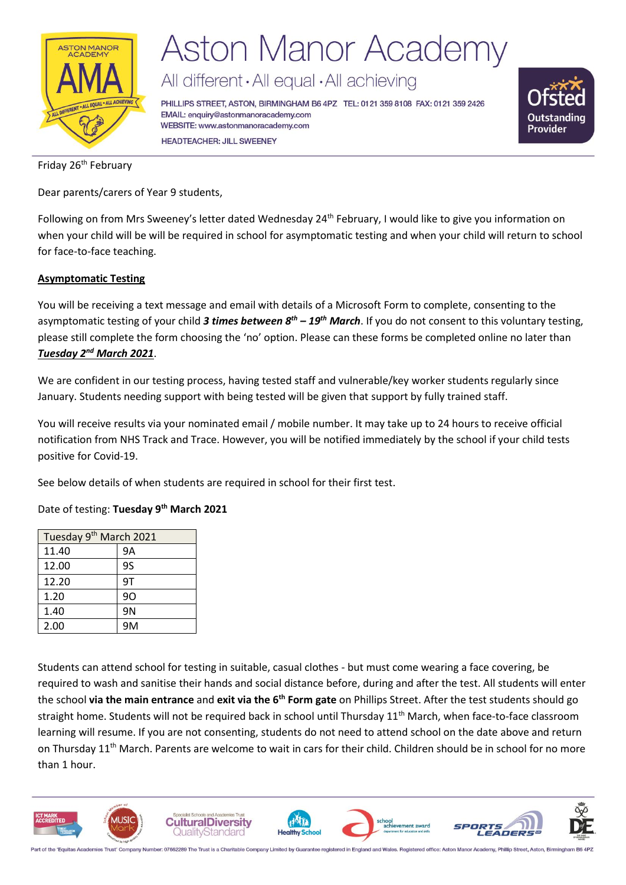# Aston Manor Academy

All different • All equal • All achieving

PHILLIPS STREET, ASTON, BIRMINGHAM B6 4PZ TEL: 0121 359 8108 FAX: 0121 359 2426
EMAIL: enquiry@astonmanoracademy.com
WEBSITE: www.astonmanoracademy.com
HEADTEACHER: JILL SWEENEY

Friday 26th February

Dear parents/carers of Year 9 students,

Following on from Mrs Sweeney's letter dated Wednesday 24th February, I would like to give you information on when your child will be will be required in school for asymptomatic testing and when your child will return to school for face-to-face teaching.

## Asymptomatic Testing

You will be receiving a text message and email with details of a Microsoft Form to complete, consenting to the asymptomatic testing of your child ***3 times between 8th – 19th March***. If you do not consent to this voluntary testing, please still complete the form choosing the 'no' option. Please can these forms be completed online no later than ***Tuesday 2nd March 2021***.

We are confident in our testing process, having tested staff and vulnerable/key worker students regularly since January. Students needing support with being tested will be given that support by fully trained staff.

You will receive results via your nominated email / mobile number. It may take up to 24 hours to receive official notification from NHS Track and Trace. However, you will be notified immediately by the school if your child tests positive for Covid-19.

See below details of when students are required in school for their first test.

Date of testing: **Tuesday 9th March 2021**

| Tuesday 9th March 2021 | |
|---|---|
| 11.40 | 9A |
| 12.00 | 9S |
| 12.20 | 9T |
| 1.20 | 9O |
| 1.40 | 9N |
| 2.00 | 9M |

Students can attend school for testing in suitable, casual clothes - but must come wearing a face covering, be required to wash and sanitise their hands and social distance before, during and after the test. All students will enter the school **via the main entrance** and **exit via the 6th Form gate** on Phillips Street. After the test students should go straight home. Students will not be required back in school until Thursday 11th March, when face-to-face classroom learning will resume. If you are not consenting, students do not need to attend school on the date above and return on Thursday 11th March. Parents are welcome to wait in cars for their child. Children should be in school for no more than 1 hour.

Part of the 'Equitas Academies Trust' Company Number: 07662289 The Trust is a Charitable Company Limited by Guarantee registered in England and Wales. Registered office: Aston Manor Academy, Phillip Street, Aston, Birmingham B6 4PZ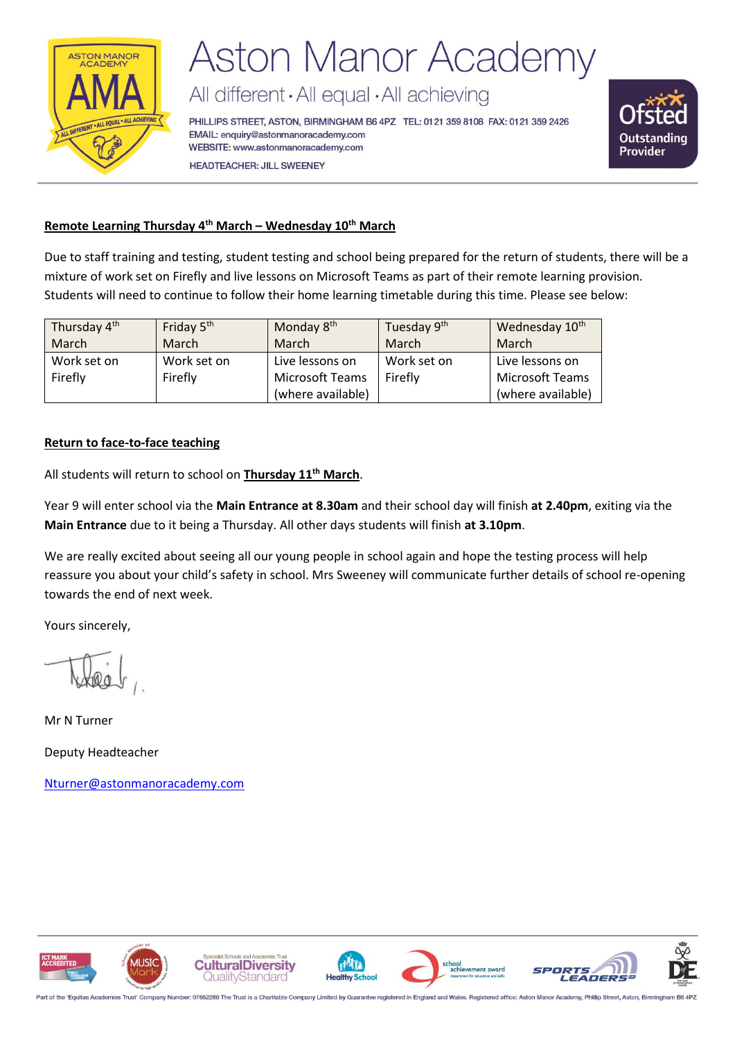# Aston Manor Academy

All different • All equal • All achieving

PHILLIPS STREET, ASTON, BIRMINGHAM B6 4PZ TEL: 0121 359 8108 FAX: 0121 359 2426
EMAIL: enquiry@astonmanoracademy.com
WEBSITE: www.astonmanoracademy.com
HEADTEACHER: JILL SWEENEY

**Remote Learning Thursday 4th March – Wednesday 10th March**

Due to staff training and testing, student testing and school being prepared for the return of students, there will be a mixture of work set on Firefly and live lessons on Microsoft Teams as part of their remote learning provision. Students will need to continue to follow their home learning timetable during this time. Please see below:

| Thursday 4th March | Friday 5th March | Monday 8th March | Tuesday 9th March | Wednesday 10th March |
|---|---|---|---|---|
| Work set on Firefly | Work set on Firefly | Live lessons on Microsoft Teams (where available) | Work set on Firefly | Live lessons on Microsoft Teams (where available) |

**Return to face-to-face teaching**

All students will return to school on **Thursday 11th March**.

Year 9 will enter school via the **Main Entrance at 8.30am** and their school day will finish **at 2.40pm**, exiting via the **Main Entrance** due to it being a Thursday. All other days students will finish **at 3.10pm**.

We are really excited about seeing all our young people in school again and hope the testing process will help reassure you about your child's safety in school. Mrs Sweeney will communicate further details of school re-opening towards the end of next week.

Yours sincerely,

Mr N Turner

Deputy Headteacher

Nturner@astonmanoracademy.com

Part of the 'Equitas Academies Trust' Company Number: 07662289 The Trust is a Charitable Company Limited by Guarantee registered in England and Wales. Registered office: Aston Manor Academy, Phillip Street, Aston, Birmingham B6 4PZ